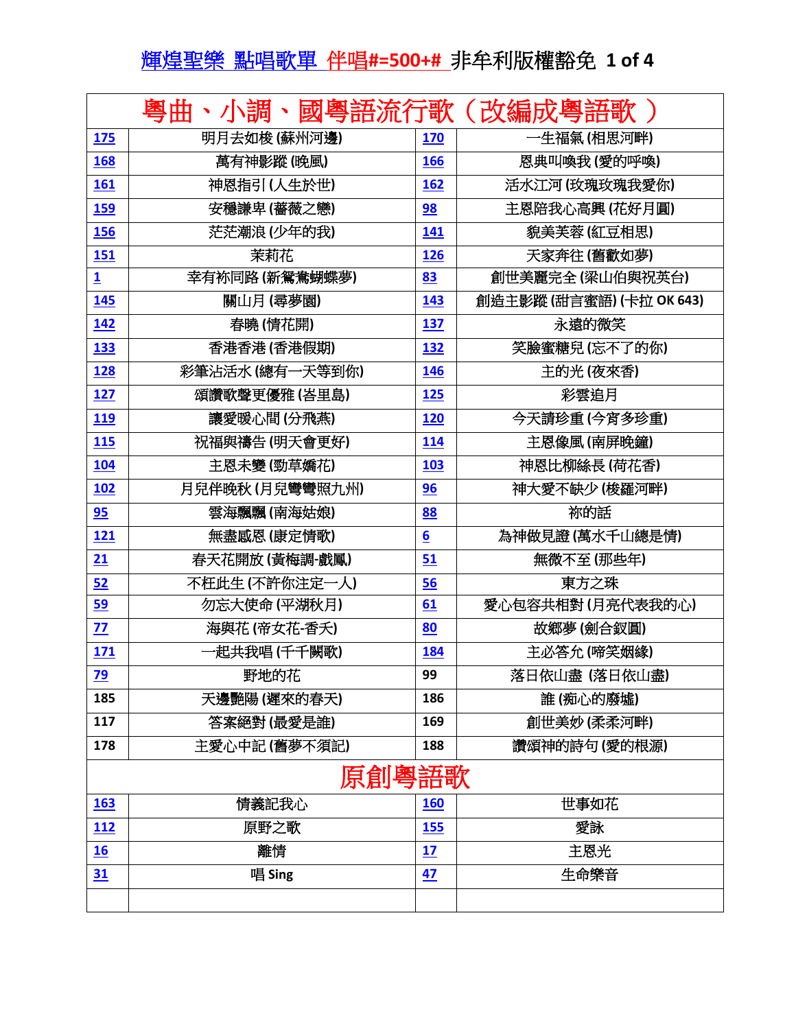# 輝煌聖樂 點唱歌單 伴唱#=500+# 非牟利版權豁免 1 of 4

| 粵曲、小調、國粵語流行歌（改編成粵語歌 ） | | | |
|---|---|---|---|
| 175 | 明月去如梭 (蘇州河邊) | 170 | 一生福氣 (相思河畔) |
| 168 | 萬有神影蹤 (晚風) | 166 | 恩典叫喚我 (愛的呼喚) |
| 161 | 神恩指引 (人生於世) | 162 | 活水江河 (玫瑰玫瑰我愛你) |
| 159 | 安穩謙卑 (薔薇之戀) | 98 | 主恩陪我心高興 (花好月圓) |
| 156 | 茫茫潮浪 (少年的我) | 141 | 貌美芙蓉 (紅豆相思) |
| 151 | 茉莉花 | 126 | 天家奔往 (舊歡如夢) |
| 1 | 幸有祢同路 (新鴛鴦蝴蝶夢) | 83 | 創世美麗完全 (梁山伯與祝英台) |
| 145 | 關山月 (尋夢園) | 143 | 創造主影蹤 (甜言蜜語) (卡拉 OK 643) |
| 142 | 春曉 (情花開) | 137 | 永遠的微笑 |
| 133 | 香港香港 (香港假期) | 132 | 笑臉蜜糖兒 (忘不了的你) |
| 128 | 彩筆沾活水 (總有一天等到你) | 146 | 主的光 (夜來香) |
| 127 | 頌讚歌聲更優雅 (峇里島) | 125 | 彩雲追月 |
| 119 | 讓愛暖心間 (分飛燕) | 120 | 今天請珍重 (今宵多珍重) |
| 115 | 祝福與禱告 (明天會更好) | 114 | 主恩像風 (南屏晚鐘) |
| 104 | 主恩未變 (勁草嬌花) | 103 | 神恩比柳絲長 (荷花香) |
| 102 | 月兒伴晚秋 (月兒彎彎照九州) | 96 | 神大愛不缺少 (梭羅河畔) |
| 95 | 雲海飄飄 (南海姑娘) | 88 | 祢的話 |
| 121 | 無盡感恩 (康定情歌) | 6 | 為神做見證 (萬水千山總是情) |
| 21 | 春天花開放 (黃梅調-戲鳳) | 51 | 無微不至 (那些年) |
| 52 | 不枉此生 (不許你注定一人) | 56 | 東方之珠 |
| 59 | 勿忘大使命 (平湖秋月) | 61 | 愛心包容共相對 (月亮代表我的心) |
| 77 | 海與花 (帝女花-香夭) | 80 | 故鄉夢 (劍合釵圓) |
| 171 | 一起共我唱 (千千闕歌) | 184 | 主必答允 (啼笑姻緣) |
| 79 | 野地的花 | 99 | 落日依山盡 (落日依山盡) |
| 185 | 天邊艷陽 (遲來的春天) | 186 | 誰 (痴心的廢墟) |
| 117 | 答案絕對 (最愛是誰) | 169 | 創世美妙 (柔柔河畔) |
| 178 | 主愛心中記 (舊夢不須記) | 188 | 讚頌神的詩句 (愛的根源) |
| 原創粵語歌 | | | |
| 163 | 情義記我心 | 160 | 世事如花 |
| 112 | 原野之歌 | 155 | 愛詠 |
| 16 | 離情 | 17 | 主恩光 |
| 31 | 唱 Sing | 47 | 生命樂音 |
| | | | |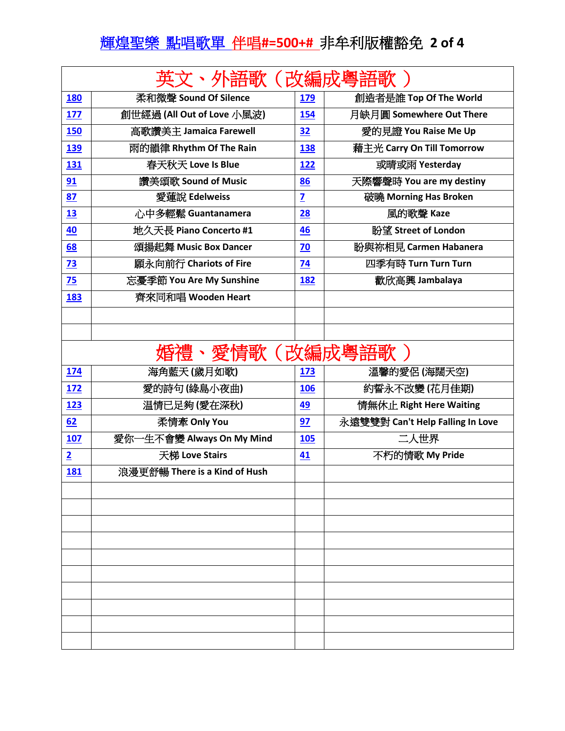# 輝煌聖樂 點唱歌單 伴唱#=500+# 非牟利版權豁免 2 of 4

| 英文、外語歌（改編成粵語歌 ） | | | |
|---|---|---|---|
| 180 | 柔和微聲 Sound Of Silence | 179 | 創造者是誰 Top Of The World |
| 177 | 創世經過 (All Out of Love 小風波) | 154 | 月缺月圓 Somewhere Out There |
| 150 | 高歌讚美主 Jamaica Farewell | 32 | 愛的見證 You Raise Me Up |
| 139 | 雨的韻律 Rhythm Of The Rain | 138 | 藉主光 Carry On Till Tomorrow |
| 131 | 春天秋天 Love Is Blue | 122 | 或晴或雨 Yesterday |
| 91 | 讚美頌歌 Sound of Music | 86 | 天際響聲時 You are my destiny |
| 87 | 愛蓮說 Edelweiss | 7 | 破曉 Morning Has Broken |
| 13 | 心中多輕鬆 Guantanamera | 28 | 風的歌聲 Kaze |
| 40 | 地久天長 Piano Concerto #1 | 46 | 盼望 Street of London |
| 68 | 頌揚起舞 Music Box Dancer | 70 | 盼與祢相見 Carmen Habanera |
| 73 | 願永向前行 Chariots of Fire | 74 | 四季有時 Turn Turn Turn |
| 75 | 忘憂季節 You Are My Sunshine | 182 | 歡欣高興 Jambalaya |
| 183 | 齊來同和唱 Wooden Heart | | |
| | | | |
| | | | |

| 婚禮、愛情歌（改編成粵語歌 ） | | | |
|---|---|---|---|
| 174 | 海角藍天 (歲月如歌) | 173 | 溫馨的愛侶 (海闊天空) |
| 172 | 愛的詩句 (綠島小夜曲) | 106 | 約誓永不改變 (花月佳期) |
| 123 | 温情已足夠 (愛在深秋) | 49 | 情無休止 Right Here Waiting |
| 62 | 柔情牽 Only You | 97 | 永遠雙雙對 Can't Help Falling In Love |
| 107 | 愛你一生不會變 Always On My Mind | 105 | 二人世界 |
| 2 | 天梯 Love Stairs | 41 | 不朽的情歌 My Pride |
| 181 | 浪漫更舒暢 There is a Kind of Hush | | |
| | | | |
| | | | |
| | | | |
| | | | |
| | | | |
| | | | |
| | | | |
| | | | |
| | | | |
| | | | |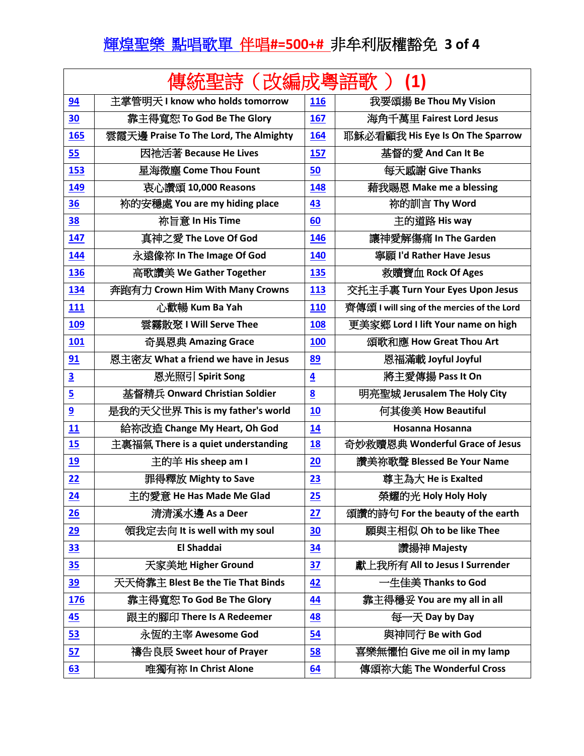# 輝煌聖樂 點唱歌單 伴唱#=500+# 非牟利版權豁免

| 傳統聖詩（改編成粵語歌 ） (1) | | | |
|---|---|---|---|
| 94 | 主掌管明天 I know who holds tomorrow | 116 | 我要頌揚 Be Thou My Vision |
| 30 | 靠主得寬恕 To God Be The Glory | 167 | 海角千萬里 Fairest Lord Jesus |
| 165 | 雲霞天邊 Praise To The Lord, The Almighty | 164 | 耶穌必看顧我 His Eye Is On The Sparrow |
| 55 | 因祂活著 Because He Lives | 157 | 基督的愛 And Can It Be |
| 153 | 星海微塵 Come Thou Fount | 50 | 每天感謝 Give Thanks |
| 149 | 衷心讚頌 10,000 Reasons | 148 | 藉我賜恩 Make me a blessing |
| 36 | 祢的安穩處 You are my hiding place | 43 | 祢的訓言 Thy Word |
| 38 | 祢旨意 In His Time | 60 | 主的道路 His way |
| 147 | 真神之愛 The Love Of God | 146 | 讓神愛解傷痛 In The Garden |
| 144 | 永遠像祢 In The Image Of God | 140 | 寧願 I'd Rather Have Jesus |
| 136 | 高歌讚美 We Gather Together | 135 | 救贖寶血 Rock Of Ages |
| 134 | 奔跑有力 Crown Him With Many Crowns | 113 | 交托主手裏 Turn Your Eyes Upon Jesus |
| 111 | 心歡暢 Kum Ba Yah | 110 | 齊傳頌 I will sing of the mercies of the Lord |
| 109 | 雲霧散聚 I Will Serve Thee | 108 | 更美家鄉 Lord I lift Your name on high |
| 101 | 奇異恩典 Amazing Grace | 100 | 頌歌和應 How Great Thou Art |
| 91 | 恩主密友 What a friend we have in Jesus | 89 | 恩福滿載 Joyful Joyful |
| 3 | 恩光照引 Spirit Song | 4 | 將主愛傳揚 Pass It On |
| 5 | 基督精兵 Onward Christian Soldier | 8 | 明亮聖城 Jerusalem The Holy City |
| 9 | 是我的天父世界 This is my father's world | 10 | 何其俊美 How Beautiful |
| 11 | 給祢改造 Change My Heart, Oh God | 14 | Hosanna Hosanna |
| 15 | 主裏福氣 There is a quiet understanding | 18 | 奇妙救贖恩典 Wonderful Grace of Jesus |
| 19 | 主的羊 His sheep am I | 20 | 讚美祢歌聲 Blessed Be Your Name |
| 22 | 罪得釋放 Mighty to Save | 23 | 尊主為大 He is Exalted |
| 24 | 主的愛意 He Has Made Me Glad | 25 | 榮耀的光 Holy Holy Holy |
| 26 | 清清溪水邊 As a Deer | 27 | 頌讚的詩句 For the beauty of the earth |
| 29 | 領我定去向 It is well with my soul | 30 | 願與主相似 Oh to be like Thee |
| 33 | El Shaddai | 34 | 讚揚神 Majesty |
| 35 | 天家美地 Higher Ground | 37 | 獻上我所有 All to Jesus I Surrender |
| 39 | 天天倚靠主 Blest Be the Tie That Binds | 42 | 一生佳美 Thanks to God |
| 176 | 靠主得寬恕 To God Be The Glory | 44 | 靠主得穩妥 You are my all in all |
| 45 | 跟主的腳印 There Is A Redeemer | 48 | 每一天 Day by Day |
| 53 | 永恆的主宰 Awesome God | 54 | 與神同行 Be with God |
| 57 | 禱告良辰 Sweet hour of Prayer | 58 | 喜樂無懼怕 Give me oil in my lamp |
| 63 | 唯獨有祢 In Christ Alone | 64 | 傳頌祢大能 The Wonderful Cross |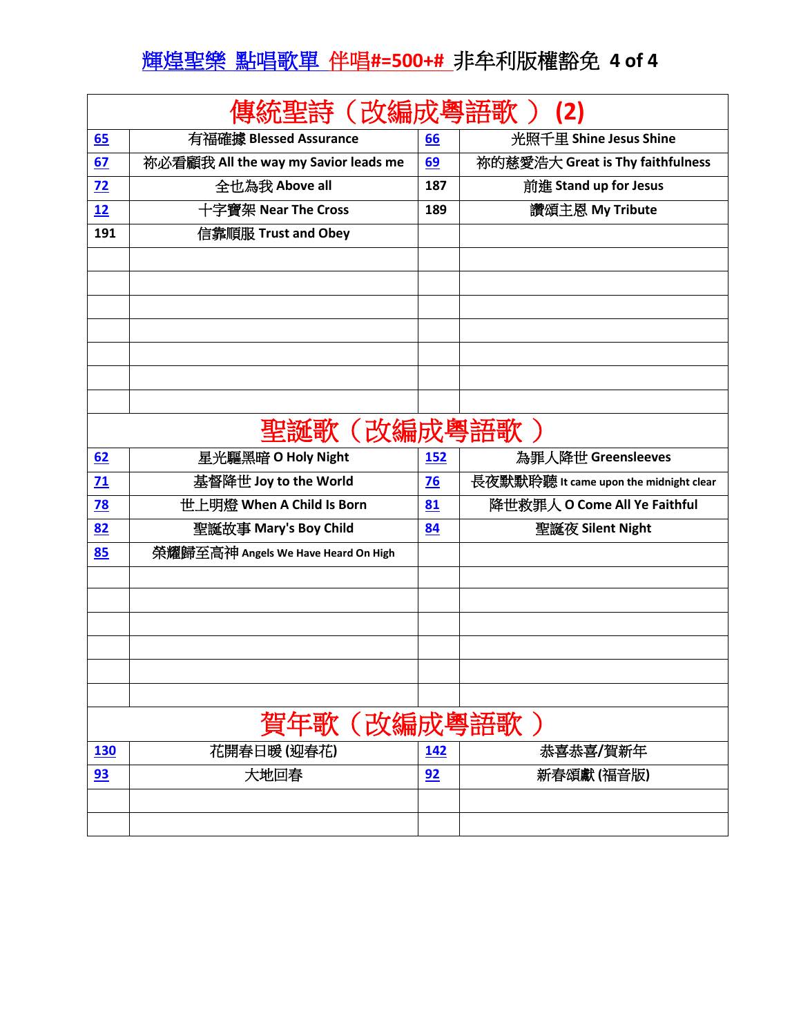# 輝煌聖樂 點唱歌單 伴唱#=500+# 非牟利版權豁免 4 of 4

| | | | |
|---|---|---|---|
| **傳統聖詩（改編成粵語歌 ） (2)** | | | |
| 65 | 有福確據 Blessed Assurance | 66 | 光照千里 Shine Jesus Shine |
| 67 | 祢必看顧我 All the way my Savior leads me | 69 | 祢的慈愛浩大 Great is Thy faithfulness |
| 72 | 全也為我 Above all | 187 | 前進 Stand up for Jesus |
| 12 | 十字寶架 Near The Cross | 189 | 讚頌主恩 My Tribute |
| 191 | 信靠順服 Trust and Obey | | |
| | | | |
| | | | |
| | | | |
| | | | |
| | | | |
| | | | |
| | | | |
| **聖誕歌（改編成粵語歌 ）** | | | |
| 62 | 星光驅黑暗 O Holy Night | 152 | 為罪人降世 Greensleeves |
| 71 | 基督降世 Joy to the World | 76 | 長夜默默聆聽 It came upon the midnight clear |
| 78 | 世上明燈 When A Child Is Born | 81 | 降世救罪人 O Come All Ye Faithful |
| 82 | 聖誕故事 Mary's Boy Child | 84 | 聖誕夜 Silent Night |
| 85 | 榮耀歸至高神 Angels We Have Heard On High | | |
| | | | |
| | | | |
| | | | |
| | | | |
| | | | |
| | | | |
| **賀年歌（改編成粵語歌 ）** | | | |
| 130 | 花開春日暖 (迎春花) | 142 | 恭喜恭喜/賀新年 |
| 93 | 大地回春 | 92 | 新春頌獻 (福音版) |
| | | | |
| | | | |